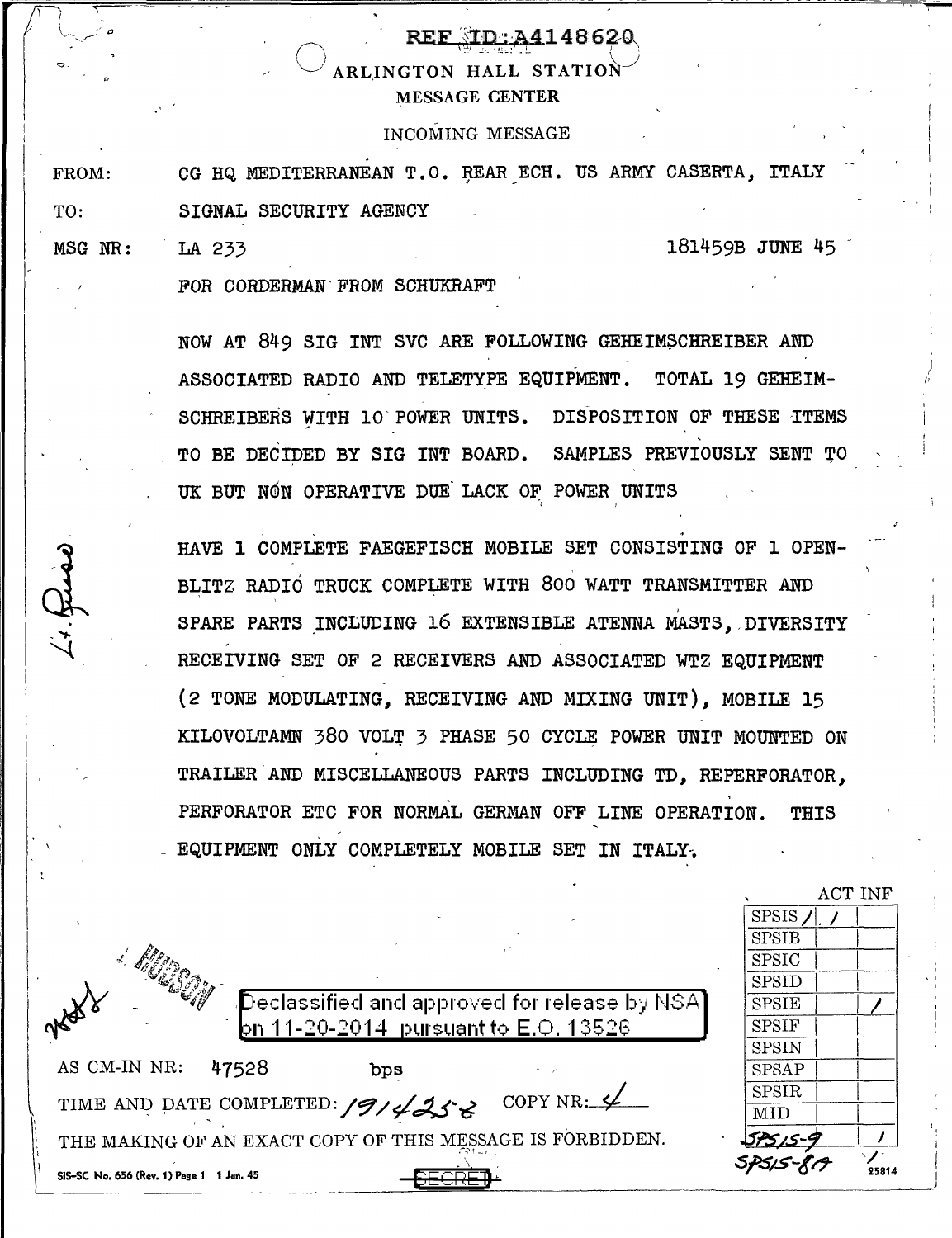REF ID:A4148620

ARLINGTON HALL STATION
MESSAGE CENTER

INCOMING MESSAGE

FROM: CG HQ MEDITERRANEAN T.O. REAR ECH. US ARMY CASERTA, ITALY

TO: SIGNAL SECURITY AGENCY

MSG NR: LA 233 181459B JUNE 45

FOR CORDERMAN FROM SCHUKRAFT

NOW AT 849 SIG INT SVC ARE FOLLOWING GEHEIMSCHREIBER AND ASSOCIATED RADIO AND TELETYPE EQUIPMENT. TOTAL 19 GEHEIMSCHREIBERS WITH 10 POWER UNITS. DISPOSITION OF THESE ITEMS TO BE DECIDED BY SIG INT BOARD. SAMPLES PREVIOUSLY SENT TO UK BUT NON OPERATIVE DUE LACK OF POWER UNITS

HAVE 1 COMPLETE FAEGEFISCH MOBILE SET CONSISTING OF 1 OPEN-BLITZ RADIO TRUCK COMPLETE WITH 800 WATT TRANSMITTER AND SPARE PARTS INCLUDING 16 EXTENSIBLE ATENNA MASTS, DIVERSITY RECEIVING SET OF 2 RECEIVERS AND ASSOCIATED WTZ EQUIPMENT (2 TONE MODULATING, RECEIVING AND MIXING UNIT), MOBILE 15 KILOVOLTAMN 380 VOLT 3 PHASE 50 CYCLE POWER UNIT MOUNTED ON TRAILER AND MISCELLANEOUS PARTS INCLUDING TD, REPERFORATOR, PERFORATOR ETC FOR NORMAL GERMAN OFF LINE OPERATION. THIS EQUIPMENT ONLY COMPLETELY MOBILE SET IN ITALY.

Declassified and approved for release by NSA on 11-20-2014 pursuant to E.O. 13526

| | ACT | INF |
|---|---|---|
| SPSIS | / | / |
| SPSIB | | |
| SPSIC | | |
| SPSID | | |
| SPSIE | | / |
| SPSIF | | |
| SPSIN | | |
| SPSAP | | |
| SPSIR | | |
| MID | | |
| SPS15-9 | | / |
| SPS15-8A | | / |

AS CM-IN NR: 47528 bps

TIME AND DATE COMPLETED: 191425Z COPY NR: 4

THE MAKING OF AN EXACT COPY OF THIS MESSAGE IS FORBIDDEN.

SIS-SC No. 656 (Rev. 1) Page 1 1 Jan. 45

SECRET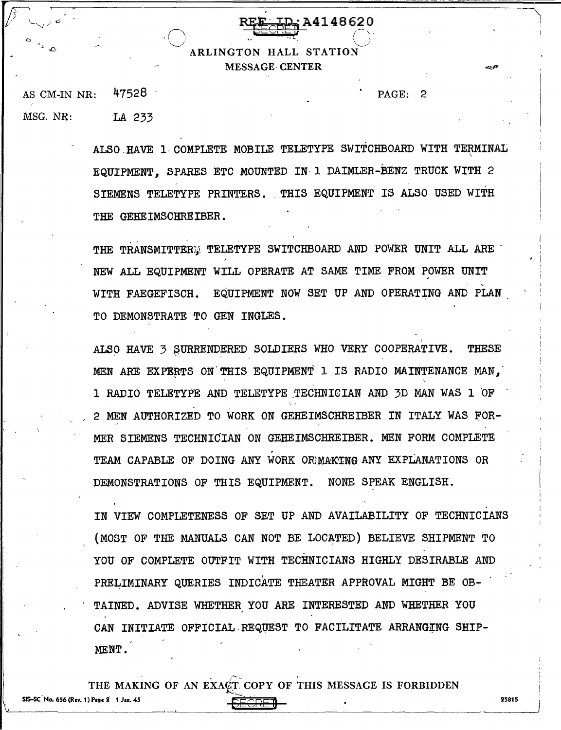REF ID: A4148620

SECRET

ARLINGTON HALL STATION
MESSAGE CENTER

AS CM-IN NR: 47528

PAGE: 2

MSG. NR: LA 233

ALSO HAVE 1 COMPLETE MOBILE TELETYPE SWITCHBOARD WITH TERMINAL EQUIPMENT, SPARES ETC MOUNTED IN 1 DAIMLER-BENZ TRUCK WITH 2 SIEMENS TELETYPE PRINTERS. THIS EQUIPMENT IS ALSO USED WITH THE GEHEIMSCHREIBER.

THE TRANSMITTER, TELETYPE SWITCHBOARD AND POWER UNIT ALL ARE NEW ALL EQUIPMENT WILL OPERATE AT SAME TIME FROM POWER UNIT WITH FAEGEFISCH. EQUIPMENT NOW SET UP AND OPERATING AND PLAN TO DEMONSTRATE TO GEN INGLES.

ALSO HAVE 3 SURRENDERED SOLDIERS WHO VERY COOPERATIVE. THESE MEN ARE EXPERTS ON THIS EQUIPMENT 1 IS RADIO MAINTENANCE MAN, 1 RADIO TELETYPE AND TELETYPE TECHNICIAN AND 3D MAN WAS 1 OF 2 MEN AUTHORIZED TO WORK ON GEHEIMSCHREIBER IN ITALY WAS FORMER SIEMENS TECHNICIAN ON GEHEIMSCHREIBER. MEN FORM COMPLETE TEAM CAPABLE OF DOING ANY WORK OR MAKING ANY EXPLANATIONS OR DEMONSTRATIONS OF THIS EQUIPMENT. NONE SPEAK ENGLISH.

IN VIEW COMPLETENESS OF SET UP AND AVAILABILITY OF TECHNICIANS (MOST OF THE MANUALS CAN NOT BE LOCATED) BELIEVE SHIPMENT TO YOU OF COMPLETE OUTFIT WITH TECHNICIANS HIGHLY DESIRABLE AND PRELIMINARY QUERIES INDICATE THEATER APPROVAL MIGHT BE OBTAINED. ADVISE WHETHER YOU ARE INTERESTED AND WHETHER YOU CAN INITIATE OFFICIAL REQUEST TO FACILITATE ARRANGING SHIPMENT.

THE MAKING OF AN EXACT COPY OF THIS MESSAGE IS FORBIDDEN

SIS-SC No. 656 (Rev. 1) Page 2 1 Jan. 45

SECRET

25815